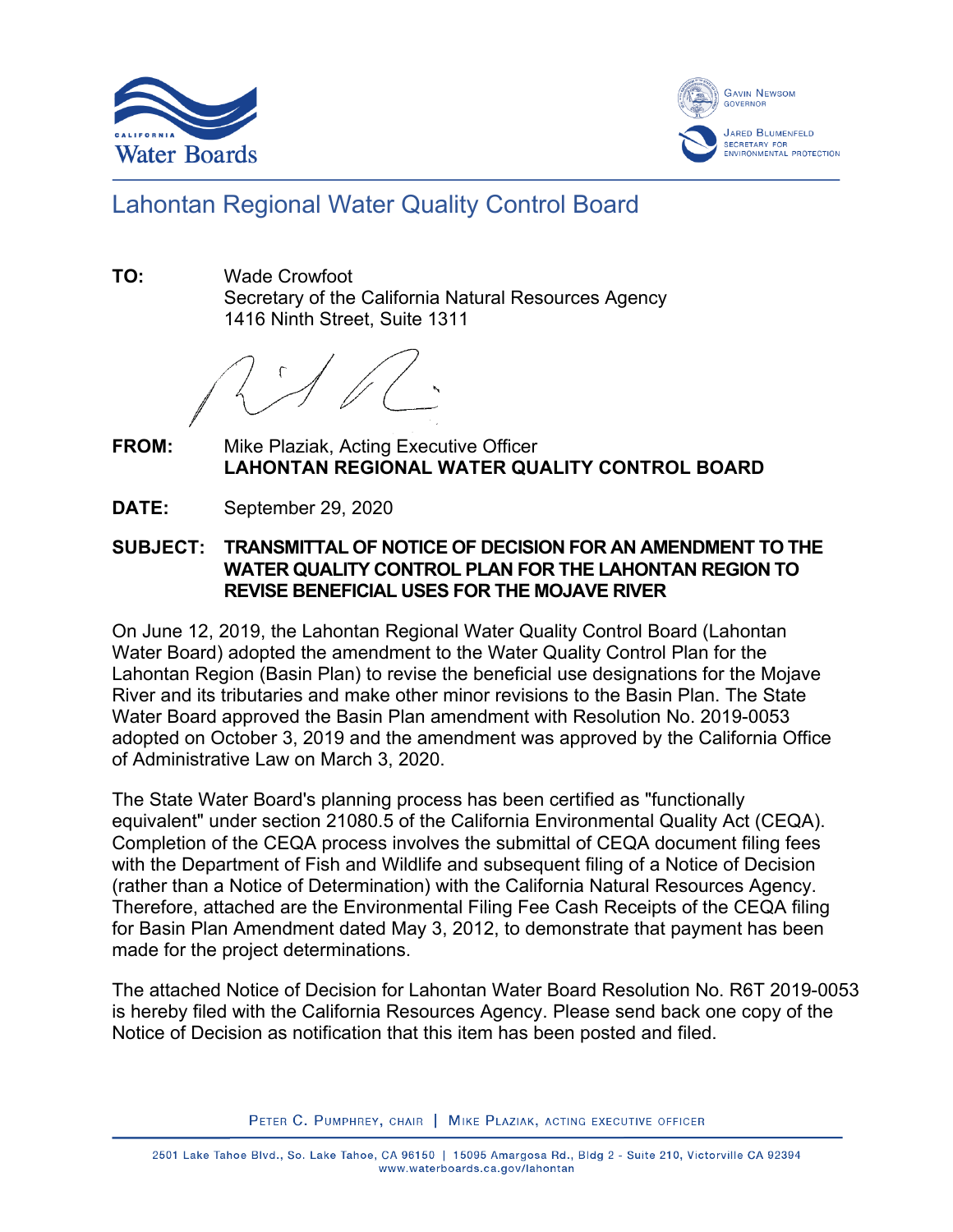Lahontan Regional Water Quality Control Board

**TO:** Wade Crowfoot
Secretary of the California Natural Resources Agency
1416 Ninth Street, Suite 1311

**FROM:** Mike Plaziak, Acting Executive Officer
**LAHONTAN REGIONAL WATER QUALITY CONTROL BOARD**

**DATE:** September 29, 2020

**SUBJECT: TRANSMITTAL OF NOTICE OF DECISION FOR AN AMENDMENT TO THE WATER QUALITY CONTROL PLAN FOR THE LAHONTAN REGION TO REVISE BENEFICIAL USES FOR THE MOJAVE RIVER**

On June 12, 2019, the Lahontan Regional Water Quality Control Board (Lahontan Water Board) adopted the amendment to the Water Quality Control Plan for the Lahontan Region (Basin Plan) to revise the beneficial use designations for the Mojave River and its tributaries and make other minor revisions to the Basin Plan. The State Water Board approved the Basin Plan amendment with Resolution No. 2019-0053 adopted on October 3, 2019 and the amendment was approved by the California Office of Administrative Law on March 3, 2020.

The State Water Board's planning process has been certified as "functionally equivalent" under section 21080.5 of the California Environmental Quality Act (CEQA). Completion of the CEQA process involves the submittal of CEQA document filing fees with the Department of Fish and Wildlife and subsequent filing of a Notice of Decision (rather than a Notice of Determination) with the California Natural Resources Agency. Therefore, attached are the Environmental Filing Fee Cash Receipts of the CEQA filing for Basin Plan Amendment dated May 3, 2012, to demonstrate that payment has been made for the project determinations.

The attached Notice of Decision for Lahontan Water Board Resolution No. R6T 2019-0053 is hereby filed with the California Resources Agency. Please send back one copy of the Notice of Decision as notification that this item has been posted and filed.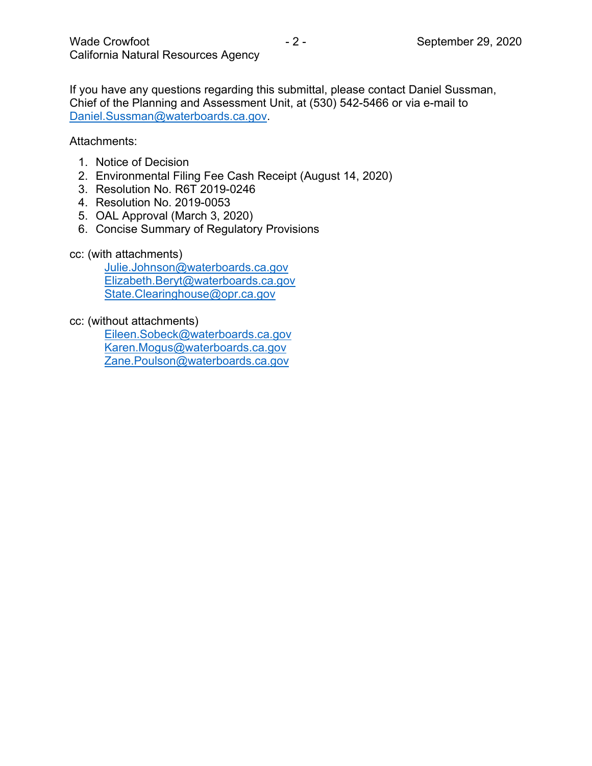If you have any questions regarding this submittal, please contact Daniel Sussman, Chief of the Planning and Assessment Unit, at (530) 542-5466 or via e-mail to Daniel.Sussman@waterboards.ca.gov.

Attachments:

1. Notice of Decision
2. Environmental Filing Fee Cash Receipt (August 14, 2020)
3. Resolution No. R6T 2019-0246
4. Resolution No. 2019-0053
5. OAL Approval (March 3, 2020)
6. Concise Summary of Regulatory Provisions

cc: (with attachments)

Julie.Johnson@waterboards.ca.gov
Elizabeth.Beryt@waterboards.ca.gov
State.Clearinghouse@opr.ca.gov

cc: (without attachments)

Eileen.Sobeck@waterboards.ca.gov
Karen.Mogus@waterboards.ca.gov
Zane.Poulson@waterboards.ca.gov